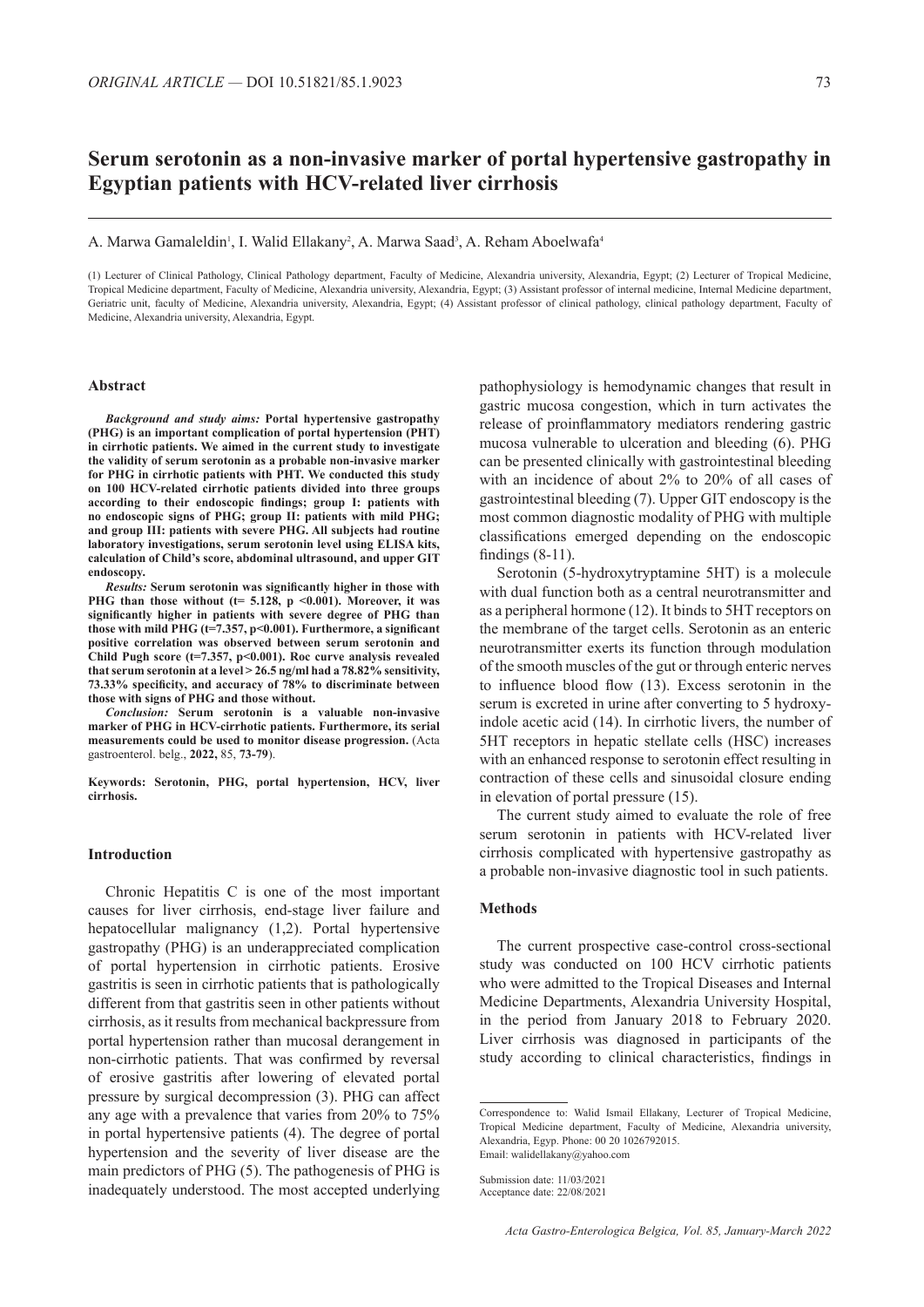# Serum serotonin as a non-invasive marker of portal hypertensive gastropathy in Egyptian patients with HCV-related liver cirrhosis

A. Marwa Gamaleldin[1], I. Walid Ellakany[2], A. Marwa Saad[3], A. Reham Aboelwafa[4]

(1) Lecturer of Clinical Pathology, Clinical Pathology department, Faculty of Medicine, Alexandria university, Alexandria, Egypt; (2) Lecturer of Tropical Medicine, Tropical Medicine department, Faculty of Medicine, Alexandria university, Alexandria, Egypt; (3) Assistant professor of internal medicine, Internal Medicine department, Geriatric unit, faculty of Medicine, Alexandria university, Alexandria, Egypt; (4) Assistant professor of clinical pathology, clinical pathology department, Faculty of Medicine, Alexandria university, Alexandria, Egypt.

## Abstract

***Background and study aims:*** **Portal hypertensive gastropathy (PHG) is an important complication of portal hypertension (PHT) in cirrhotic patients. We aimed in the current study to investigate the validity of serum serotonin as a probable non-invasive marker for PHG in cirrhotic patients with PHT. We conducted this study on 100 HCV-related cirrhotic patients divided into three groups according to their endoscopic findings; group I: patients with no endoscopic signs of PHG; group II: patients with mild PHG; and group III: patients with severe PHG. All subjects had routine laboratory investigations, serum serotonin level using ELISA kits, calculation of Child's score, abdominal ultrasound, and upper GIT endoscopy.**

***Results:*** **Serum serotonin was significantly higher in those with PHG than those without (t= 5.128, p <0.001). Moreover, it was significantly higher in patients with severe degree of PHG than those with mild PHG (t=7.357, p<0.001). Furthermore, a significant positive correlation was observed between serum serotonin and Child Pugh score (t=7.357, p<0.001). Roc curve analysis revealed that serum serotonin at a level > 26.5 ng/ml had a 78.82% sensitivity, 73.33% specificity, and accuracy of 78% to discriminate between those with signs of PHG and those without.**

***Conclusion:*** **Serum serotonin is a valuable non-invasive marker of PHG in HCV-cirrhotic patients. Furthermore, its serial measurements could be used to monitor disease progression.** (Acta gastroenterol. belg., **2022,** 85, **73-79**).

**Keywords: Serotonin, PHG, portal hypertension, HCV, liver cirrhosis.**

## Introduction

Chronic Hepatitis C is one of the most important causes for liver cirrhosis, end-stage liver failure and hepatocellular malignancy (1,2). Portal hypertensive gastropathy (PHG) is an underappreciated complication of portal hypertension in cirrhotic patients. Erosive gastritis is seen in cirrhotic patients that is pathologically different from that gastritis seen in other patients without cirrhosis, as it results from mechanical backpressure from portal hypertension rather than mucosal derangement in non-cirrhotic patients. That was confirmed by reversal of erosive gastritis after lowering of elevated portal pressure by surgical decompression (3). PHG can affect any age with a prevalence that varies from 20% to 75% in portal hypertensive patients (4). The degree of portal hypertension and the severity of liver disease are the main predictors of PHG (5). The pathogenesis of PHG is inadequately understood. The most accepted underlying pathophysiology is hemodynamic changes that result in gastric mucosa congestion, which in turn activates the release of proinflammatory mediators rendering gastric mucosa vulnerable to ulceration and bleeding (6). PHG can be presented clinically with gastrointestinal bleeding with an incidence of about 2% to 20% of all cases of gastrointestinal bleeding (7). Upper GIT endoscopy is the most common diagnostic modality of PHG with multiple classifications emerged depending on the endoscopic findings (8-11).

Serotonin (5-hydroxytryptamine 5HT) is a molecule with dual function both as a central neurotransmitter and as a peripheral hormone (12). It binds to 5HT receptors on the membrane of the target cells. Serotonin as an enteric neurotransmitter exerts its function through modulation of the smooth muscles of the gut or through enteric nerves to influence blood flow (13). Excess serotonin in the serum is excreted in urine after converting to 5 hydroxy-indole acetic acid (14). In cirrhotic livers, the number of 5HT receptors in hepatic stellate cells (HSC) increases with an enhanced response to serotonin effect resulting in contraction of these cells and sinusoidal closure ending in elevation of portal pressure (15).

The current study aimed to evaluate the role of free serum serotonin in patients with HCV-related liver cirrhosis complicated with hypertensive gastropathy as a probable non-invasive diagnostic tool in such patients.

## Methods

The current prospective case-control cross-sectional study was conducted on 100 HCV cirrhotic patients who were admitted to the Tropical Diseases and Internal Medicine Departments, Alexandria University Hospital, in the period from January 2018 to February 2020. Liver cirrhosis was diagnosed in participants of the study according to clinical characteristics, findings in

Correspondence to: Walid Ismail Ellakany, Lecturer of Tropical Medicine, Tropical Medicine department, Faculty of Medicine, Alexandria university, Alexandria, Egyp. Phone: 00 20 1026792015.
Email: walidellakany@yahoo.com

Submission date: 11/03/2021
Acceptance date: 22/08/2021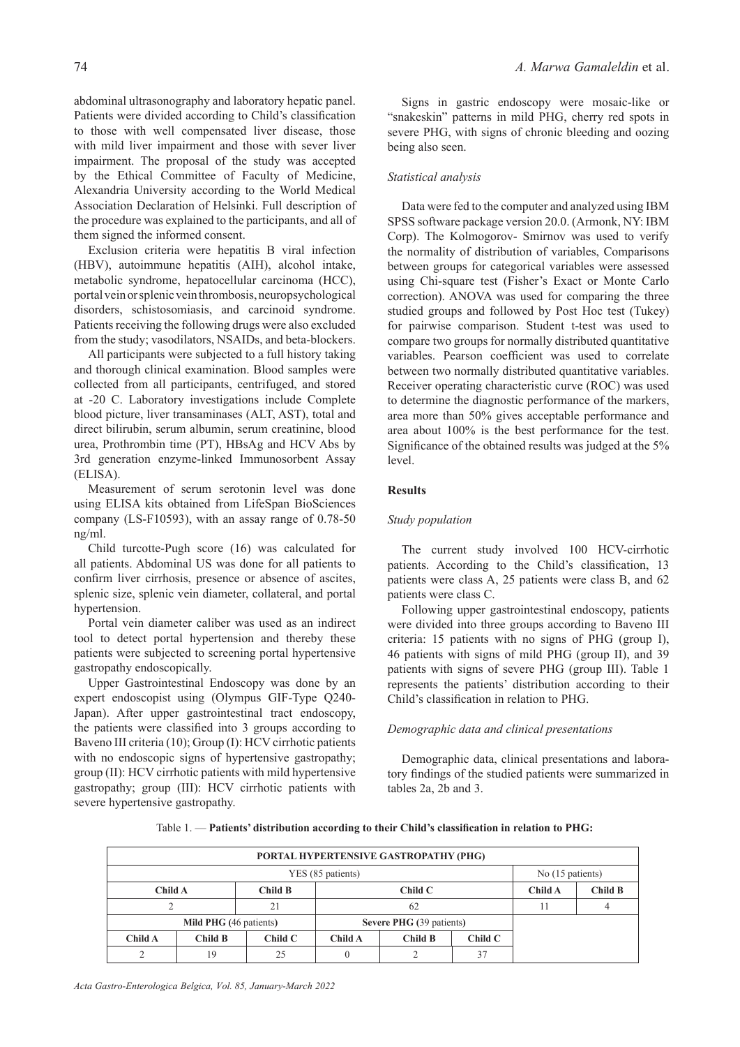abdominal ultrasonography and laboratory hepatic panel. Patients were divided according to Child's classification to those with well compensated liver disease, those with mild liver impairment and those with sever liver impairment. The proposal of the study was accepted by the Ethical Committee of Faculty of Medicine, Alexandria University according to the World Medical Association Declaration of Helsinki. Full description of the procedure was explained to the participants, and all of them signed the informed consent.

Exclusion criteria were hepatitis B viral infection (HBV), autoimmune hepatitis (AIH), alcohol intake, metabolic syndrome, hepatocellular carcinoma (HCC), portal vein or splenic vein thrombosis, neuropsychological disorders, schistosomiasis, and carcinoid syndrome. Patients receiving the following drugs were also excluded from the study; vasodilators, NSAIDs, and beta-blockers.

All participants were subjected to a full history taking and thorough clinical examination. Blood samples were collected from all participants, centrifuged, and stored at -20 C. Laboratory investigations include Complete blood picture, liver transaminases (ALT, AST), total and direct bilirubin, serum albumin, serum creatinine, blood urea, Prothrombin time (PT), HBsAg and HCV Abs by 3rd generation enzyme-linked Immunosorbent Assay (ELISA).

Measurement of serum serotonin level was done using ELISA kits obtained from LifeSpan BioSciences company (LS-F10593), with an assay range of 0.78-50 ng/ml.

Child turcotte-Pugh score (16) was calculated for all patients. Abdominal US was done for all patients to confirm liver cirrhosis, presence or absence of ascites, splenic size, splenic vein diameter, collateral, and portal hypertension.

Portal vein diameter caliber was used as an indirect tool to detect portal hypertension and thereby these patients were subjected to screening portal hypertensive gastropathy endoscopically.

Upper Gastrointestinal Endoscopy was done by an expert endoscopist using (Olympus GIF-Type Q240-Japan). After upper gastrointestinal tract endoscopy, the patients were classified into 3 groups according to Baveno III criteria (10); Group (I): HCV cirrhotic patients with no endoscopic signs of hypertensive gastropathy; group (II): HCV cirrhotic patients with mild hypertensive gastropathy; group (III): HCV cirrhotic patients with severe hypertensive gastropathy.

Signs in gastric endoscopy were mosaic-like or "snakeskin" patterns in mild PHG, cherry red spots in severe PHG, with signs of chronic bleeding and oozing being also seen.

*Statistical analysis*

Data were fed to the computer and analyzed using IBM SPSS software package version 20.0. (Armonk, NY: IBM Corp). The Kolmogorov- Smirnov was used to verify the normality of distribution of variables, Comparisons between groups for categorical variables were assessed using Chi-square test (Fisher's Exact or Monte Carlo correction). ANOVA was used for comparing the three studied groups and followed by Post Hoc test (Tukey) for pairwise comparison. Student t-test was used to compare two groups for normally distributed quantitative variables. Pearson coefficient was used to correlate between two normally distributed quantitative variables. Receiver operating characteristic curve (ROC) was used to determine the diagnostic performance of the markers, area more than 50% gives acceptable performance and area about 100% is the best performance for the test. Significance of the obtained results was judged at the 5% level.

## Results

*Study population*

The current study involved 100 HCV-cirrhotic patients. According to the Child's classification, 13 patients were class A, 25 patients were class B, and 62 patients were class C.

Following upper gastrointestinal endoscopy, patients were divided into three groups according to Baveno III criteria: 15 patients with no signs of PHG (group I), 46 patients with signs of mild PHG (group II), and 39 patients with signs of severe PHG (group III). Table 1 represents the patients' distribution according to their Child's classification in relation to PHG.

*Demographic data and clinical presentations*

Demographic data, clinical presentations and laboratory findings of the studied patients were summarized in tables 2a, 2b and 3.

Table 1. — **Patients' distribution according to their Child's classification in relation to PHG:**

| PORTAL HYPERTENSIVE GASTROPATHY (PHG) | | | | | | | |
|---|---|---|---|---|---|---|---|
| YES (85 patients) | | | | | | No (15 patients) | |
| **Child A** | | **Child B** | **Child C** | | | **Child A** | **Child B** |
| 2 | | 21 | 62 | | | 11 | 4 |
| **Mild PHG (46 patients)** | | | **Severe PHG (39 patients)** | | | | |
| **Child A** | **Child B** | **Child C** | **Child A** | **Child B** | **Child C** | | |
| 2 | 19 | 25 | 0 | 2 | 37 | | |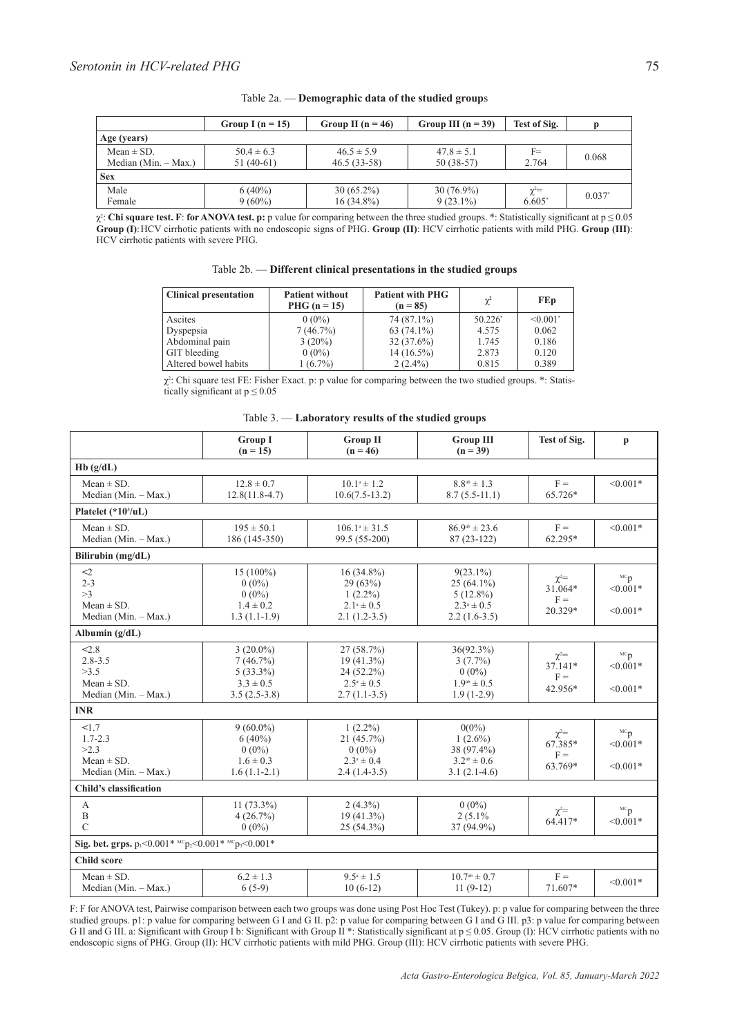Table 2a. — **Demographic data of the studied groups**

| | Group I (n = 15) | Group II (n = 46) | Group III (n = 39) | Test of Sig. | p |
|---|---|---|---|---|---|
| **Age (years)** | | | | | |
| Mean ± SD. | 50.4 ± 6.3 | 46.5 ± 5.9 | 47.8 ± 5.1 | F= | 0.068 |
| Median (Min. – Max.) | 51 (40-61) | 46.5 (33-58) | 50 (38-57) | 2.764 | |
| **Sex** | | | | | |
| Male | 6 (40%) | 30 (65.2%) | 30 (76.9%) | $\chi^2$= | 0.037* |
| Female | 9 (60%) | 16 (34.8%) | 9 (23.1%) | 6.605* | |

$\chi^2$: **Chi square test. F**: **for ANOVA test. p:** p value for comparing between the three studied groups. *: Statistically significant at $p \leq 0.05$ **Group (I)**: HCV cirrhotic patients with no endoscopic signs of PHG. **Group (II)**: HCV cirrhotic patients with mild PHG. **Group (III)**: HCV cirrhotic patients with severe PHG.

Table 2b. — **Different clinical presentations in the studied groups**

| Clinical presentation | Patient without PHG (n = 15) | Patient with PHG (n = 85) | $\chi^2$ | FEp |
|---|---|---|---|---|
| Ascites | 0 (0%) | 74 (87.1%) | 50.226* | <0.001* |
| Dyspepsia | 7 (46.7%) | 63 (74.1%) | 4.575 | 0.062 |
| Abdominal pain | 3 (20%) | 32 (37.6%) | 1.745 | 0.186 |
| GIT bleeding | 0 (0%) | 14 (16.5%) | 2.873 | 0.120 |
| Altered bowel habits | 1 (6.7%) | 2 (2.4%) | 0.815 | 0.389 |

$\chi^2$: Chi square test FE: Fisher Exact. p: p value for comparing between the two studied groups. *: Statistically significant at $p \leq 0.05$

Table 3. — **Laboratory results of the studied groups**

| | Group I (n = 15) | Group II (n = 46) | Group III (n = 39) | Test of Sig. | p |
|---|---|---|---|---|---|
| **Hb (g/dL)** | | | | | |
| Mean ± SD. | 12.8 ± 0.7 | $10.1^a$ ± 1.2 | $8.8^{ab}$ ± 1.3 | F = | <0.001* |
| Median (Min. – Max.) | 12.8(11.8-4.7) | 10.6(7.5-13.2) | 8.7 (5.5-11.1) | 65.726* | |
| **Platelet (*$10^3$/uL)** | | | | | |
| Mean ± SD. | 195 ± 50.1 | $106.1^a$ ± 31.5 | $86.9^{ab}$ ± 23.6 | F = | <0.001* |
| Median (Min. – Max.) | 186 (145-350) | 99.5 (55-200) | 87 (23-122) | 62.295* | |
| **Bilirubin (mg/dL)** | | | | | |
| <2 | 15 (100%) | 16 (34.8%) | 9(23.1%) | $\chi^2$= | $^{MC}$p |
| 2-3 | 0 (0%) | 29 (63%) | 25 (64.1%) | 31.064* | <0.001* |
| >3 | 0 (0%) | 1 (2.2%) | 5 (12.8%) | | |
| Mean ± SD. | 1.4 ± 0.2 | $2.1^a$ ± 0.5 | $2.3^a$ ± 0.5 | F = | <0.001* |
| Median (Min. – Max.) | 1.3 (1.1-1.9) | 2.1 (1.2-3.5) | 2.2 (1.6-3.5) | 20.329* | |
| **Albumin (g/dL)** | | | | | |
| <2.8 | 3 (20.0%) | 27 (58.7%) | 36(92.3%) | $\chi^2$= | $^{MC}$p |
| 2.8-3.5 | 7 (46.7%) | 19 (41.3%) | 3 (7.7%) | 37.141* | <0.001* |
| >3.5 | 5 (33.3%) | 24 (52.2%) | 0 (0%) | | |
| Mean ± SD. | 3.3 ± 0.5 | $2.5^a$ ± 0.5 | $1.9^{ab}$ ± 0.5 | F = | <0.001* |
| Median (Min. – Max.) | 3.5 (2.5-3.8) | 2.7 (1.1-3.5) | 1.9 (1-2.9) | 42.956* | |
| **INR** | | | | | |
| <1.7 | 9 (60.0%) | 1 (2.2%) | 0(0%) | $\chi^2$= | $^{MC}$p |
| 1.7-2.3 | 6 (40%) | 21 (45.7%) | 1 (2.6%) | 67.385* | <0.001* |
| >2.3 | 0 (0%) | 0 (0%) | 38 (97.4%) | | |
| Mean ± SD. | 1.6 ± 0.3 | $2.3^a$ ± 0.4 | $3.2^{ab}$ ± 0.6 | F = | <0.001* |
| Median (Min. – Max.) | 1.6 (1.1-2.1) | 2.4 (1.4-3.5) | 3.1 (2.1-4.6) | 63.769* | |
| **Child's classification** | | | | | |
| A | 11 (73.3%) | 2 (4.3%) | 0 (0%) | $\chi^2$= | $^{MC}$p |
| B | 4 (26.7%) | 19 (41.3%) | 2 (5.1% | 64.417* | <0.001* |
| C | 0 (0%) | 25 (54.3%) | 37 (94.9%) | | |
| **Sig. bet. grps.** $p_1$<0.001* $^{MC}p_2$<0.001* $^{MC}p_3$<0.001* | | | | | |
| **Child score** | | | | | |
| Mean ± SD. | 6.2 ± 1.3 | $9.5^a$ ± 1.5 | $10.7^{ab}$ ± 0.7 | F = | <0.001* |
| Median (Min. – Max.) | 6 (5-9) | 10 (6-12) | 11 (9-12) | 71.607* | |

F: F for ANOVA test, Pairwise comparison between each two groups was done using Post Hoc Test (Tukey). p: p value for comparing between the three studied groups. p1: p value for comparing between G I and G II. p2: p value for comparing between G I and G III. p3: p value for comparing between G II and G III. a: Significant with Group I b: Significant with Group II *: Statistically significant at $p \leq 0.05$. Group (I): HCV cirrhotic patients with no endoscopic signs of PHG. Group (II): HCV cirrhotic patients with mild PHG. Group (III): HCV cirrhotic patients with severe PHG.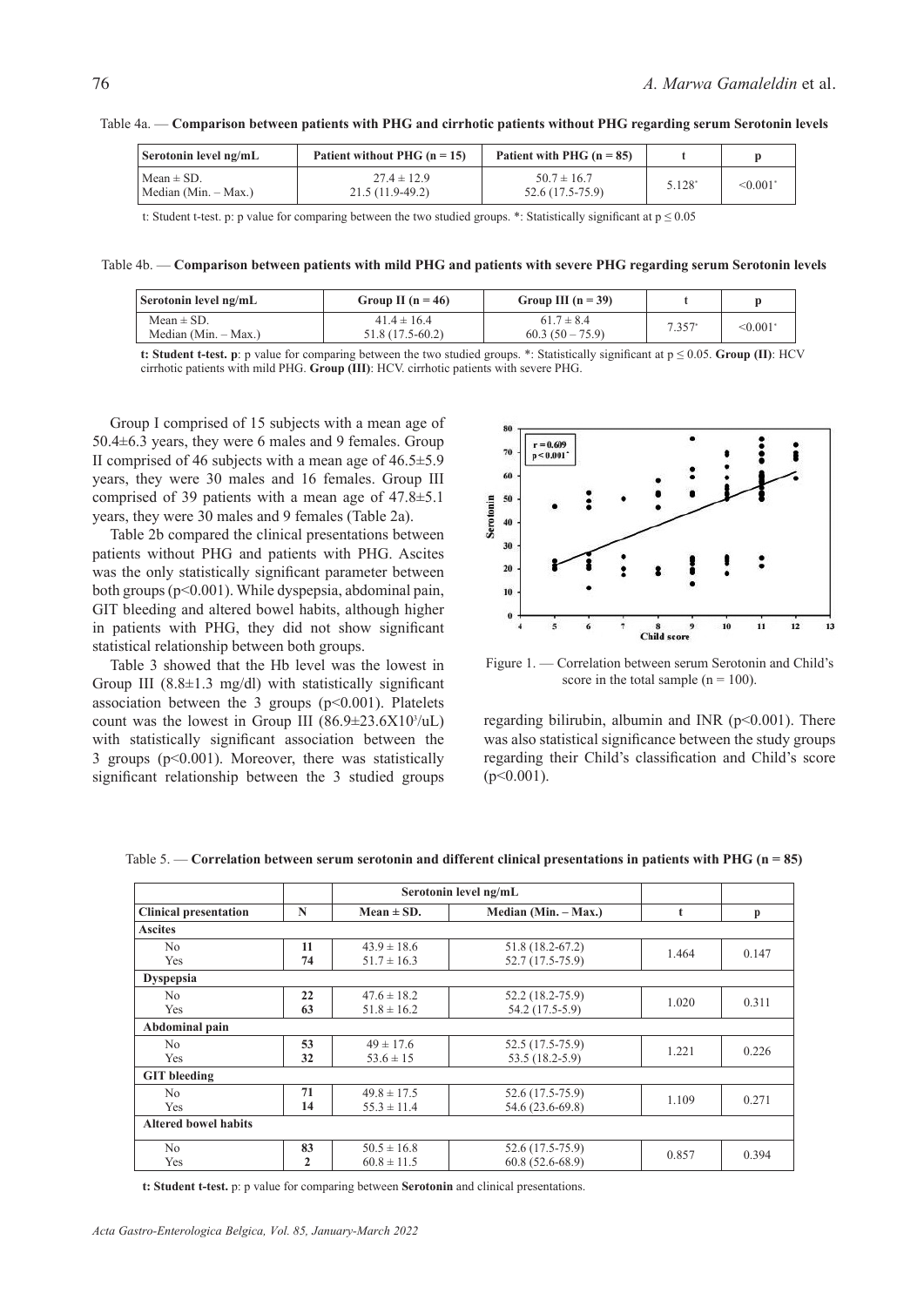Table 4a. — **Comparison between patients with PHG and cirrhotic patients without PHG regarding serum Serotonin levels**

| Serotonin level ng/mL | Patient without PHG (n = 15) | Patient with PHG (n = 85) | t | p |
|---|---|---|---|---|
| Mean ± SD.<br>Median (Min. – Max.) | 27.4 ± 12.9<br>21.5 (11.9-49.2) | 50.7 ± 16.7<br>52.6 (17.5-75.9) | 5.128* | <0.001* |

t: Student t-test. p: p value for comparing between the two studied groups. *: Statistically significant at $p \leq 0.05$

Table 4b. — **Comparison between patients with mild PHG and patients with severe PHG regarding serum Serotonin levels**

| Serotonin level ng/mL | Group II (n = 46) | Group III (n = 39) | t | p |
|---|---|---|---|---|
| Mean ± SD.<br>Median (Min. – Max.) | 41.4 ± 16.4<br>51.8 (17.5-60.2) | 61.7 ± 8.4<br>60.3 (50 – 75.9) | 7.357* | <0.001* |

**t: Student t-test. p**: p value for comparing between the two studied groups. *: Statistically significant at $p \leq 0.05$. **Group (II)**: HCV cirrhotic patients with mild PHG. **Group (III)**: HCV. cirrhotic patients with severe PHG.

Group I comprised of 15 subjects with a mean age of 50.4±6.3 years, they were 6 males and 9 females. Group II comprised of 46 subjects with a mean age of 46.5±5.9 years, they were 30 males and 16 females. Group III comprised of 39 patients with a mean age of 47.8±5.1 years, they were 30 males and 9 females (Table 2a).

Table 2b compared the clinical presentations between patients without PHG and patients with PHG. Ascites was the only statistically significant parameter between both groups ($p<0.001$). While dyspepsia, abdominal pain, GIT bleeding and altered bowel habits, although higher in patients with PHG, they did not show significant statistical relationship between both groups.

Table 3 showed that the Hb level was the lowest in Group III (8.8±1.3 mg/dl) with statistically significant association between the 3 groups ($p<0.001$). Platelets count was the lowest in Group III (86.9±23.6X10$^3$/uL) with statistically significant association between the 3 groups ($p<0.001$). Moreover, there was statistically significant relationship between the 3 studied groups regarding bilirubin, albumin and INR ($p<0.001$). There was also statistical significance between the study groups regarding their Child's classification and Child's score ($p<0.001$).

Figure 1. — Correlation between serum Serotonin and Child's score in the total sample (n = 100).

Table 5. — **Correlation between serum serotonin and different clinical presentations in patients with PHG (n = 85)**

| Clinical presentation | N | Serotonin level ng/mL Mean ± SD. | Median (Min. – Max.) | t | p |
|---|---|---|---|---|---|
| **Ascites** | | | | | |
| No<br>Yes | 11<br>74 | 43.9 ± 18.6<br>51.7 ± 16.3 | 51.8 (18.2-67.2)<br>52.7 (17.5-75.9) | 1.464 | 0.147 |
| **Dyspepsia** | | | | | |
| No<br>Yes | 22<br>63 | 47.6 ± 18.2<br>51.8 ± 16.2 | 52.2 (18.2-75.9)<br>54.2 (17.5-5.9) | 1.020 | 0.311 |
| **Abdominal pain** | | | | | |
| No<br>Yes | 53<br>32 | 49 ± 17.6<br>53.6 ± 15 | 52.5 (17.5-75.9)<br>53.5 (18.2-5.9) | 1.221 | 0.226 |
| **GIT bleeding** | | | | | |
| No<br>Yes | 71<br>14 | 49.8 ± 17.5<br>55.3 ± 11.4 | 52.6 (17.5-75.9)<br>54.6 (23.6-69.8) | 1.109 | 0.271 |
| **Altered bowel habits** | | | | | |
| No<br>Yes | 83<br>2 | 50.5 ± 16.8<br>60.8 ± 11.5 | 52.6 (17.5-75.9)<br>60.8 (52.6-68.9) | 0.857 | 0.394 |

**t: Student t-test.** p: p value for comparing between **Serotonin** and clinical presentations.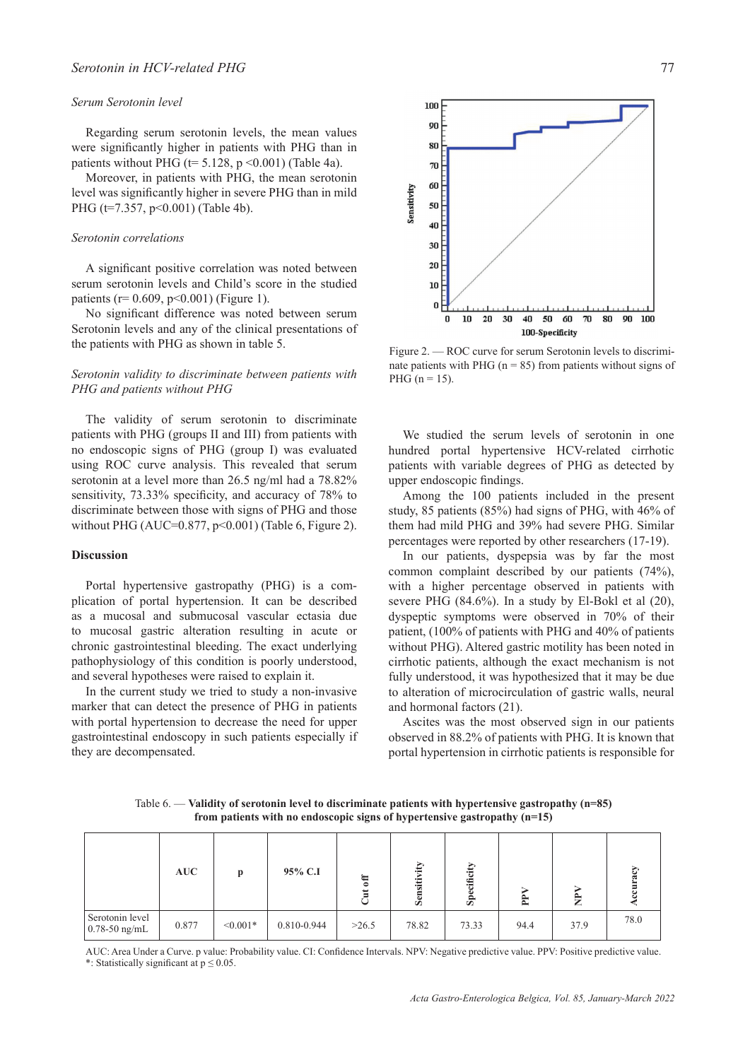*Serum Serotonin level*

Regarding serum serotonin levels, the mean values were significantly higher in patients with PHG than in patients without PHG (t= 5.128, p <0.001) (Table 4a).

Moreover, in patients with PHG, the mean serotonin level was significantly higher in severe PHG than in mild PHG (t=7.357, p<0.001) (Table 4b).

*Serotonin correlations*

A significant positive correlation was noted between serum serotonin levels and Child's score in the studied patients (r= 0.609, p<0.001) (Figure 1).

No significant difference was noted between serum Serotonin levels and any of the clinical presentations of the patients with PHG as shown in table 5.

*Serotonin validity to discriminate between patients with PHG and patients without PHG*

The validity of serum serotonin to discriminate patients with PHG (groups II and III) from patients with no endoscopic signs of PHG (group I) was evaluated using ROC curve analysis. This revealed that serum serotonin at a level more than 26.5 ng/ml had a 78.82% sensitivity, 73.33% specificity, and accuracy of 78% to discriminate between those with signs of PHG and those without PHG (AUC=0.877, p<0.001) (Table 6, Figure 2).

Figure 2. — ROC curve for serum Serotonin levels to discriminate patients with PHG (n = 85) from patients without signs of PHG (n = 15).

**Discussion**

Portal hypertensive gastropathy (PHG) is a complication of portal hypertension. It can be described as a mucosal and submucosal vascular ectasia due to mucosal gastric alteration resulting in acute or chronic gastrointestinal bleeding. The exact underlying pathophysiology of this condition is poorly understood, and several hypotheses were raised to explain it.

In the current study we tried to study a non-invasive marker that can detect the presence of PHG in patients with portal hypertension to decrease the need for upper gastrointestinal endoscopy in such patients especially if they are decompensated.

We studied the serum levels of serotonin in one hundred portal hypertensive HCV-related cirrhotic patients with variable degrees of PHG as detected by upper endoscopic findings.

Among the 100 patients included in the present study, 85 patients (85%) had signs of PHG, with 46% of them had mild PHG and 39% had severe PHG. Similar percentages were reported by other researchers (17-19).

In our patients, dyspepsia was by far the most common complaint described by our patients (74%), with a higher percentage observed in patients with severe PHG (84.6%). In a study by El-Bokl et al (20), dyspeptic symptoms were observed in 70% of their patient, (100% of patients with PHG and 40% of patients without PHG). Altered gastric motility has been noted in cirrhotic patients, although the exact mechanism is not fully understood, it was hypothesized that it may be due to alteration of microcirculation of gastric walls, neural and hormonal factors (21).

Ascites was the most observed sign in our patients observed in 88.2% of patients with PHG. It is known that portal hypertension in cirrhotic patients is responsible for

Table 6. — **Validity of serotonin level to discriminate patients with hypertensive gastropathy (n=85) from patients with no endoscopic signs of hypertensive gastropathy (n=15)**

| | AUC | p | 95% C.I | Cut off | Sensitivity | Specificity | PPV | NPV | Accuracy |
|---|---|---|---|---|---|---|---|---|---|
| Serotonin level 0.78-50 ng/mL | 0.877 | <0.001* | 0.810-0.944 | >26.5 | 78.82 | 73.33 | 94.4 | 37.9 | 78.0 |

AUC: Area Under a Curve. p value: Probability value. CI: Confidence Intervals. NPV: Negative predictive value. PPV: Positive predictive value.
*: Statistically significant at p ≤ 0.05.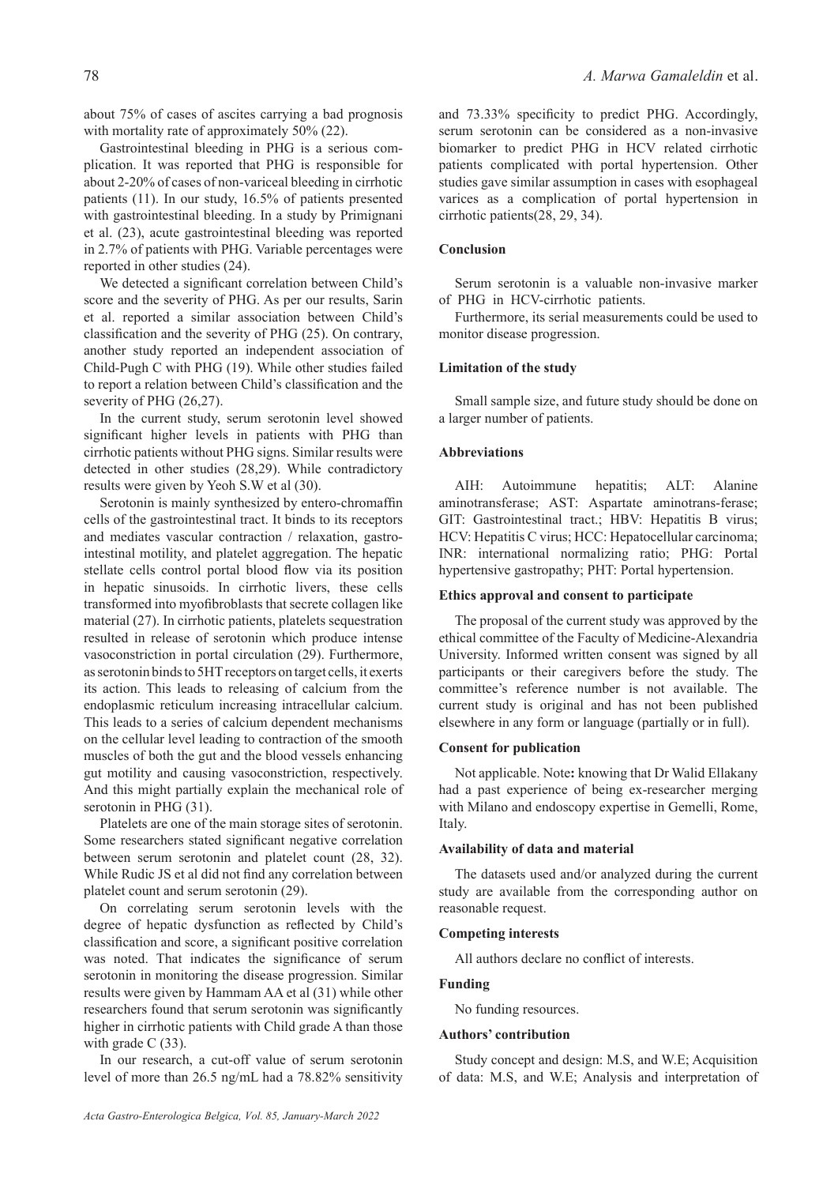about 75% of cases of ascites carrying a bad prognosis with mortality rate of approximately 50% (22).

Gastrointestinal bleeding in PHG is a serious complication. It was reported that PHG is responsible for about 2-20% of cases of non-variceal bleeding in cirrhotic patients (11). In our study, 16.5% of patients presented with gastrointestinal bleeding. In a study by Primignani et al. (23), acute gastrointestinal bleeding was reported in 2.7% of patients with PHG. Variable percentages were reported in other studies (24).

We detected a significant correlation between Child's score and the severity of PHG. As per our results, Sarin et al. reported a similar association between Child's classification and the severity of PHG (25). On contrary, another study reported an independent association of Child-Pugh C with PHG (19). While other studies failed to report a relation between Child's classification and the severity of PHG (26,27).

In the current study, serum serotonin level showed significant higher levels in patients with PHG than cirrhotic patients without PHG signs. Similar results were detected in other studies (28,29). While contradictory results were given by Yeoh S.W et al (30).

Serotonin is mainly synthesized by entero-chromaffin cells of the gastrointestinal tract. It binds to its receptors and mediates vascular contraction / relaxation, gastrointestinal motility, and platelet aggregation. The hepatic stellate cells control portal blood flow via its position in hepatic sinusoids. In cirrhotic livers, these cells transformed into myofibroblasts that secrete collagen like material (27). In cirrhotic patients, platelets sequestration resulted in release of serotonin which produce intense vasoconstriction in portal circulation (29). Furthermore, as serotonin binds to 5HT receptors on target cells, it exerts its action. This leads to releasing of calcium from the endoplasmic reticulum increasing intracellular calcium. This leads to a series of calcium dependent mechanisms on the cellular level leading to contraction of the smooth muscles of both the gut and the blood vessels enhancing gut motility and causing vasoconstriction, respectively. And this might partially explain the mechanical role of serotonin in PHG (31).

Platelets are one of the main storage sites of serotonin. Some researchers stated significant negative correlation between serum serotonin and platelet count (28, 32). While Rudic JS et al did not find any correlation between platelet count and serum serotonin (29).

On correlating serum serotonin levels with the degree of hepatic dysfunction as reflected by Child's classification and score, a significant positive correlation was noted. That indicates the significance of serum serotonin in monitoring the disease progression. Similar results were given by Hammam AA et al (31) while other researchers found that serum serotonin was significantly higher in cirrhotic patients with Child grade A than those with grade C (33).

In our research, a cut-off value of serum serotonin level of more than 26.5 ng/mL had a 78.82% sensitivity and 73.33% specificity to predict PHG. Accordingly, serum serotonin can be considered as a non-invasive biomarker to predict PHG in HCV related cirrhotic patients complicated with portal hypertension. Other studies gave similar assumption in cases with esophageal varices as a complication of portal hypertension in cirrhotic patients(28, 29, 34).

## Conclusion

Serum serotonin is a valuable non-invasive marker of PHG in HCV-cirrhotic patients.

Furthermore, its serial measurements could be used to monitor disease progression.

## Limitation of the study

Small sample size, and future study should be done on a larger number of patients.

## Abbreviations

AIH: Autoimmune hepatitis; ALT: Alanine aminotransferase; AST: Aspartate aminotrans-ferase; GIT: Gastrointestinal tract.; HBV: Hepatitis B virus; HCV: Hepatitis C virus; HCC: Hepatocellular carcinoma; INR: international normalizing ratio; PHG: Portal hypertensive gastropathy; PHT: Portal hypertension.

## Ethics approval and consent to participate

The proposal of the current study was approved by the ethical committee of the Faculty of Medicine-Alexandria University. Informed written consent was signed by all participants or their caregivers before the study. The committee's reference number is not available. The current study is original and has not been published elsewhere in any form or language (partially or in full).

## Consent for publication

Not applicable. Note**:** knowing that Dr Walid Ellakany had a past experience of being ex-researcher merging with Milano and endoscopy expertise in Gemelli, Rome, Italy.

## Availability of data and material

The datasets used and/or analyzed during the current study are available from the corresponding author on reasonable request.

## Competing interests

All authors declare no conflict of interests.

## Funding

No funding resources.

## Authors' contribution

Study concept and design: M.S, and W.E; Acquisition of data: M.S, and W.E; Analysis and interpretation of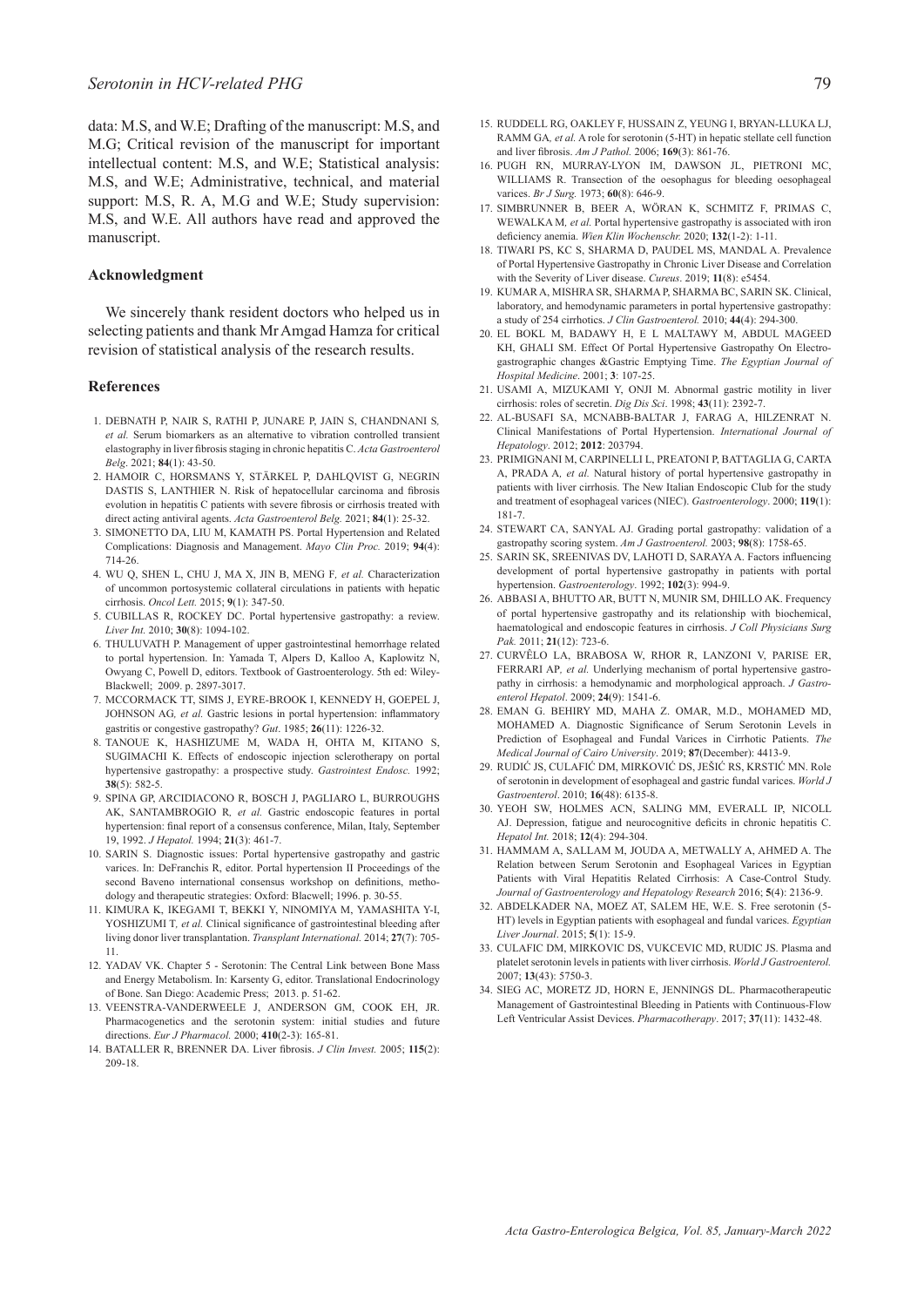data: M.S, and W.E; Drafting of the manuscript: M.S, and M.G; Critical revision of the manuscript for important intellectual content: M.S, and W.E; Statistical analysis: M.S, and W.E; Administrative, technical, and material support: M.S, R. A, M.G and W.E; Study supervision: M.S, and W.E. All authors have read and approved the manuscript.

## Acknowledgment

We sincerely thank resident doctors who helped us in selecting patients and thank Mr Amgad Hamza for critical revision of statistical analysis of the research results.

## References

1. DEBNATH P, NAIR S, RATHI P, JUNARE P, JAIN S, CHANDNANI S*, et al.* Serum biomarkers as an alternative to vibration controlled transient elastography in liver fibrosis staging in chronic hepatitis C. *Acta Gastroenterol Belg*. 2021; **84**(1): 43-50.
2. HAMOIR C, HORSMANS Y, STÄRKEL P, DAHLQVIST G, NEGRIN DASTIS S, LANTHIER N. Risk of hepatocellular carcinoma and fibrosis evolution in hepatitis C patients with severe fibrosis or cirrhosis treated with direct acting antiviral agents. *Acta Gastroenterol Belg.* 2021; **84**(1): 25-32.
3. SIMONETTO DA, LIU M, KAMATH PS. Portal Hypertension and Related Complications: Diagnosis and Management. *Mayo Clin Proc.* 2019; **94**(4): 714-26.
4. WU Q, SHEN L, CHU J, MA X, JIN B, MENG F*, et al.* Characterization of uncommon portosystemic collateral circulations in patients with hepatic cirrhosis. *Oncol Lett.* 2015; **9**(1): 347-50.
5. CUBILLAS R, ROCKEY DC. Portal hypertensive gastropathy: a review. *Liver Int.* 2010; **30**(8): 1094-102.
6. THULUVATH P. Management of upper gastrointestinal hemorrhage related to portal hypertension. In: Yamada T, Alpers D, Kalloo A, Kaplowitz N, Owyang C, Powell D, editors. Textbook of Gastroenterology. 5th ed: Wiley-Blackwell; 2009. p. 2897-3017.
7. MCCORMACK TT, SIMS J, EYRE-BROOK I, KENNEDY H, GOEPEL J, JOHNSON AG*, et al.* Gastric lesions in portal hypertension: inflammatory gastritis or congestive gastropathy? *Gut*. 1985; **26**(11): 1226-32.
8. TANOUE K, HASHIZUME M, WADA H, OHTA M, KITANO S, SUGIMACHI K. Effects of endoscopic injection sclerotherapy on portal hypertensive gastropathy: a prospective study. *Gastrointest Endosc.* 1992; **38**(5): 582-5.
9. SPINA GP, ARCIDIACONO R, BOSCH J, PAGLIARO L, BURROUGHS AK, SANTAMBROGIO R*, et al.* Gastric endoscopic features in portal hypertension: final report of a consensus conference, Milan, Italy, September 19, 1992. *J Hepatol.* 1994; **21**(3): 461-7.
10. SARIN S. Diagnostic issues: Portal hypertensive gastropathy and gastric varices. In: DeFranchis R, editor. Portal hypertension II Proceedings of the second Baveno international consensus workshop on definitions, methodology and therapeutic strategies: Oxford: Blacwell; 1996. p. 30-55.
11. KIMURA K, IKEGAMI T, BEKKI Y, NINOMIYA M, YAMASHITA Y-I, YOSHIZUMI T*, et al.* Clinical significance of gastrointestinal bleeding after living donor liver transplantation. *Transplant International.* 2014; **27**(7): 705-11.
12. YADAV VK. Chapter 5 - Serotonin: The Central Link between Bone Mass and Energy Metabolism. In: Karsenty G, editor. Translational Endocrinology of Bone. San Diego: Academic Press; 2013. p. 51-62.
13. VEENSTRA-VANDERWEELE J, ANDERSON GM, COOK EH, JR. Pharmacogenetics and the serotonin system: initial studies and future directions. *Eur J Pharmacol.* 2000; **410**(2-3): 165-81.
14. BATALLER R, BRENNER DA. Liver fibrosis. *J Clin Invest.* 2005; **115**(2): 209-18.
15. RUDDELL RG, OAKLEY F, HUSSAIN Z, YEUNG I, BRYAN-LLUKA LJ, RAMM GA*, et al.* A role for serotonin (5-HT) in hepatic stellate cell function and liver fibrosis. *Am J Pathol.* 2006; **169**(3): 861-76.
16. PUGH RN, MURRAY-LYON IM, DAWSON JL, PIETRONI MC, WILLIAMS R. Transection of the oesophagus for bleeding oesophageal varices. *Br J Surg.* 1973; **60**(8): 646-9.
17. SIMBRUNNER B, BEER A, WÖRAN K, SCHMITZ F, PRIMAS C, WEWALKA M*, et al.* Portal hypertensive gastropathy is associated with iron deficiency anemia. *Wien Klin Wochenschr.* 2020; **132**(1-2): 1-11.
18. TIWARI PS, KC S, SHARMA D, PAUDEL MS, MANDAL A. Prevalence of Portal Hypertensive Gastropathy in Chronic Liver Disease and Correlation with the Severity of Liver disease. *Cureus*. 2019; **11**(8): e5454.
19. KUMAR A, MISHRA SR, SHARMA P, SHARMA BC, SARIN SK. Clinical, laboratory, and hemodynamic parameters in portal hypertensive gastropathy: a study of 254 cirrhotics. *J Clin Gastroenterol.* 2010; **44**(4): 294-300.
20. EL BOKL M, BADAWY H, E L MALTAWY M, ABDUL MAGEED KH, GHALI SM. Effect Of Portal Hypertensive Gastropathy On Electro-gastrographic changes &Gastric Emptying Time. *The Egyptian Journal of Hospital Medicine*. 2001; **3**: 107-25.
21. USAMI A, MIZUKAMI Y, ONJI M. Abnormal gastric motility in liver cirrhosis: roles of secretin. *Dig Dis Sci*. 1998; **43**(11): 2392-7.
22. AL-BUSAFI SA, MCNABB-BALTAR J, FARAG A, HILZENRAT N. Clinical Manifestations of Portal Hypertension. *International Journal of Hepatology*. 2012; **2012**: 203794.
23. PRIMIGNANI M, CARPINELLI L, PREATONI P, BATTAGLIA G, CARTA A, PRADA A*, et al.* Natural history of portal hypertensive gastropathy in patients with liver cirrhosis. The New Italian Endoscopic Club for the study and treatment of esophageal varices (NIEC). *Gastroenterology*. 2000; **119**(1): 181-7.
24. STEWART CA, SANYAL AJ. Grading portal gastropathy: validation of a gastropathy scoring system. *Am J Gastroenterol.* 2003; **98**(8): 1758-65.
25. SARIN SK, SREENIVAS DV, LAHOTI D, SARAYA A. Factors influencing development of portal hypertensive gastropathy in patients with portal hypertension. *Gastroenterology*. 1992; **102**(3): 994-9.
26. ABBASI A, BHUTTO AR, BUTT N, MUNIR SM, DHILLO AK. Frequency of portal hypertensive gastropathy and its relationship with biochemical, haematological and endoscopic features in cirrhosis. *J Coll Physicians Surg Pak.* 2011; **21**(12): 723-6.
27. CURVÊLO LA, BRABOSA W, RHOR R, LANZONI V, PARISE ER, FERRARI AP*, et al.* Underlying mechanism of portal hypertensive gastropathy in cirrhosis: a hemodynamic and morphological approach. *J Gastroenterol Hepatol*. 2009; **24**(9): 1541-6.
28. EMAN G. BEHIRY MD, MAHA Z. OMAR, M.D., MOHAMED MD, MOHAMED A. Diagnostic Significance of Serum Serotonin Levels in Prediction of Esophageal and Fundal Varices in Cirrhotic Patients. *The Medical Journal of Cairo University*. 2019; **87**(December): 4413-9.
29. RUDIĆ JS, CULAFIĆ DM, MIRKOVIĆ DS, JEŠIĆ RS, KRSTIĆ MN. Role of serotonin in development of esophageal and gastric fundal varices. *World J Gastroenterol*. 2010; **16**(48): 6135-8.
30. YEOH SW, HOLMES ACN, SALING MM, EVERALL IP, NICOLL AJ. Depression, fatigue and neurocognitive deficits in chronic hepatitis C. *Hepatol Int.* 2018; **12**(4): 294-304.
31. HAMMAM A, SALLAM M, JOUDA A, METWALLY A, AHMED A. The Relation between Serum Serotonin and Esophageal Varices in Egyptian Patients with Viral Hepatitis Related Cirrhosis: A Case-Control Study. *Journal of Gastroenterology and Hepatology Research* 2016; **5**(4): 2136-9.
32. ABDELKADER NA, MOEZ AT, SALEM HE, W.E. S. Free serotonin (5-HT) levels in Egyptian patients with esophageal and fundal varices. *Egyptian Liver Journal*. 2015; **5**(1): 15-9.
33. CULAFIC DM, MIRKOVIC DS, VUKCEVIC MD, RUDIC JS. Plasma and platelet serotonin levels in patients with liver cirrhosis. *World J Gastroenterol.* 2007; **13**(43): 5750-3.
34. SIEG AC, MORETZ JD, HORN E, JENNINGS DL. Pharmacotherapeutic Management of Gastrointestinal Bleeding in Patients with Continuous-Flow Left Ventricular Assist Devices. *Pharmacotherapy*. 2017; **37**(11): 1432-48.